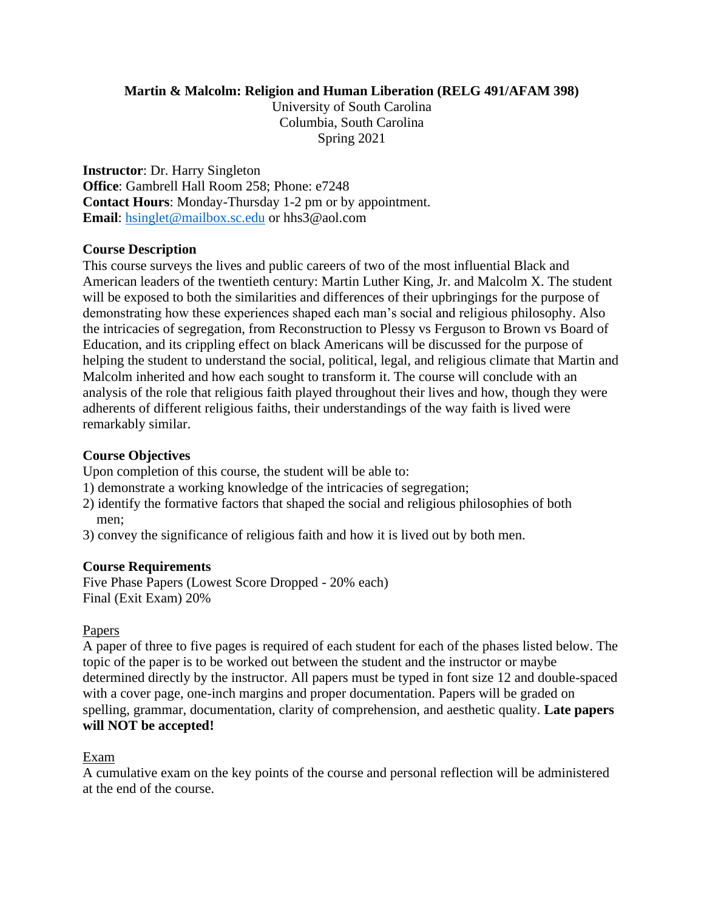# Martin & Malcolm: Religion and Human Liberation (RELG 491/AFAM 398)

University of South Carolina
Columbia, South Carolina
Spring 2021

**Instructor**: Dr. Harry Singleton
**Office**: Gambrell Hall Room 258; Phone: e7248
**Contact Hours**: Monday-Thursday 1-2 pm or by appointment.
**Email**: hsinglet@mailbox.sc.edu or hhs3@aol.com

## Course Description

This course surveys the lives and public careers of two of the most influential Black and American leaders of the twentieth century: Martin Luther King, Jr. and Malcolm X. The student will be exposed to both the similarities and differences of their upbringings for the purpose of demonstrating how these experiences shaped each man's social and religious philosophy. Also the intricacies of segregation, from Reconstruction to Plessy vs Ferguson to Brown vs Board of Education, and its crippling effect on black Americans will be discussed for the purpose of helping the student to understand the social, political, legal, and religious climate that Martin and Malcolm inherited and how each sought to transform it. The course will conclude with an analysis of the role that religious faith played throughout their lives and how, though they were adherents of different religious faiths, their understandings of the way faith is lived were remarkably similar.

## Course Objectives

Upon completion of this course, the student will be able to:

1) demonstrate a working knowledge of the intricacies of segregation;
2) identify the formative factors that shaped the social and religious philosophies of both men;
3) convey the significance of religious faith and how it is lived out by both men.

## Course Requirements

Five Phase Papers (Lowest Score Dropped - 20% each)
Final (Exit Exam) 20%

### Papers

A paper of three to five pages is required of each student for each of the phases listed below. The topic of the paper is to be worked out between the student and the instructor or maybe determined directly by the instructor. All papers must be typed in font size 12 and double-spaced with a cover page, one-inch margins and proper documentation. Papers will be graded on spelling, grammar, documentation, clarity of comprehension, and aesthetic quality. **Late papers will NOT be accepted!**

### Exam

A cumulative exam on the key points of the course and personal reflection will be administered at the end of the course.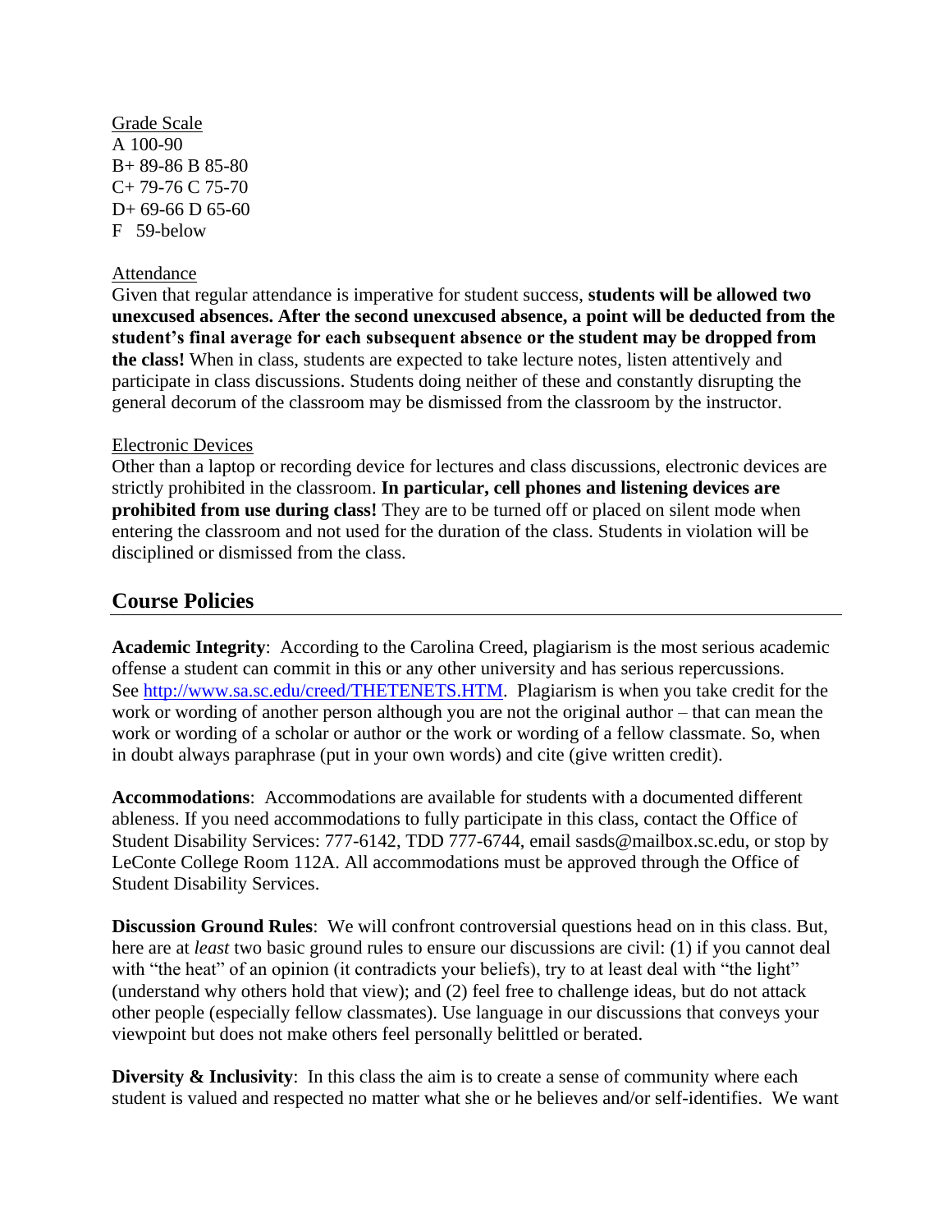Grade Scale
A 100-90
B+ 89-86 B 85-80
C+ 79-76 C 75-70
D+ 69-66 D 65-60
F 59-below

Attendance
Given that regular attendance is imperative for student success, **students will be allowed two unexcused absences. After the second unexcused absence, a point will be deducted from the student's final average for each subsequent absence or the student may be dropped from the class!** When in class, students are expected to take lecture notes, listen attentively and participate in class discussions. Students doing neither of these and constantly disrupting the general decorum of the classroom may be dismissed from the classroom by the instructor.

Electronic Devices
Other than a laptop or recording device for lectures and class discussions, electronic devices are strictly prohibited in the classroom. **In particular, cell phones and listening devices are prohibited from use during class!** They are to be turned off or placed on silent mode when entering the classroom and not used for the duration of the class. Students in violation will be disciplined or dismissed from the class.

## Course Policies

**Academic Integrity**: According to the Carolina Creed, plagiarism is the most serious academic offense a student can commit in this or any other university and has serious repercussions. See http://www.sa.sc.edu/creed/THETENETS.HTM. Plagiarism is when you take credit for the work or wording of another person although you are not the original author – that can mean the work or wording of a scholar or author or the work or wording of a fellow classmate. So, when in doubt always paraphrase (put in your own words) and cite (give written credit).

**Accommodations**: Accommodations are available for students with a documented different ableness. If you need accommodations to fully participate in this class, contact the Office of Student Disability Services: 777-6142, TDD 777-6744, email sasds@mailbox.sc.edu, or stop by LeConte College Room 112A. All accommodations must be approved through the Office of Student Disability Services.

**Discussion Ground Rules**: We will confront controversial questions head on in this class. But, here are at *least* two basic ground rules to ensure our discussions are civil: (1) if you cannot deal with "the heat" of an opinion (it contradicts your beliefs), try to at least deal with "the light" (understand why others hold that view); and (2) feel free to challenge ideas, but do not attack other people (especially fellow classmates). Use language in our discussions that conveys your viewpoint but does not make others feel personally belittled or berated.

**Diversity & Inclusivity**: In this class the aim is to create a sense of community where each student is valued and respected no matter what she or he believes and/or self-identifies. We want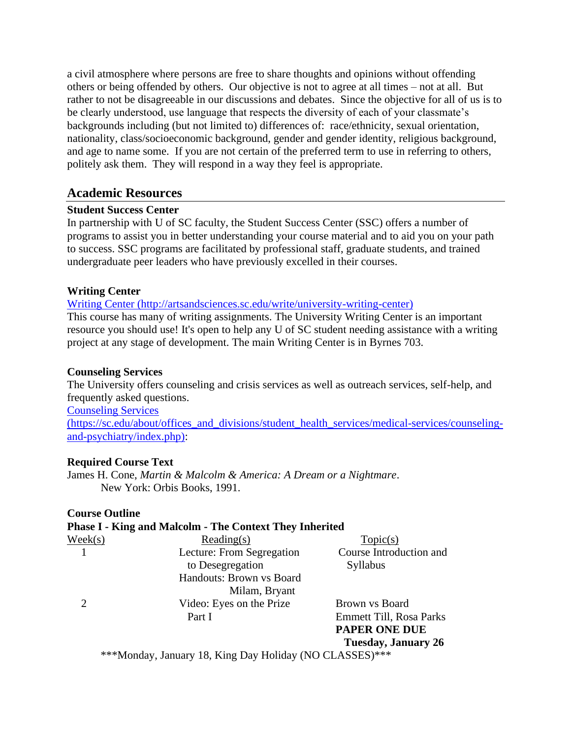a civil atmosphere where persons are free to share thoughts and opinions without offending others or being offended by others. Our objective is not to agree at all times – not at all. But rather to not be disagreeable in our discussions and debates. Since the objective for all of us is to be clearly understood, use language that respects the diversity of each of your classmate's backgrounds including (but not limited to) differences of: race/ethnicity, sexual orientation, nationality, class/socioeconomic background, gender and gender identity, religious background, and age to name some. If you are not certain of the preferred term to use in referring to others, politely ask them. They will respond in a way they feel is appropriate.

## Academic Resources

### Student Success Center

In partnership with U of SC faculty, the Student Success Center (SSC) offers a number of programs to assist you in better understanding your course material and to aid you on your path to success. SSC programs are facilitated by professional staff, graduate students, and trained undergraduate peer leaders who have previously excelled in their courses.

### Writing Center

[Writing Center (http://artsandsciences.sc.edu/write/university-writing-center)](http://artsandsciences.sc.edu/write/university-writing-center)

This course has many of writing assignments. The University Writing Center is an important resource you should use! It's open to help any U of SC student needing assistance with a writing project at any stage of development. The main Writing Center is in Byrnes 703.

### Counseling Services

The University offers counseling and crisis services as well as outreach services, self-help, and frequently asked questions.

[Counseling Services (https://sc.edu/about/offices_and_divisions/student_health_services/medical-services/counseling-and-psychiatry/index.php)](https://sc.edu/about/offices_and_divisions/student_health_services/medical-services/counseling-and-psychiatry/index.php):

### Required Course Text

James H. Cone, *Martin & Malcolm & America: A Dream or a Nightmare*. New York: Orbis Books, 1991.

### Course Outline

**Phase I - King and Malcolm - The Context They Inherited**

| Week(s) | Reading(s) | Topic(s) |
|---|---|---|
| 1 | Lecture: From Segregation to Desegregation<br>Handouts: Brown vs Board<br>Milam, Bryant | Course Introduction and Syllabus |
| 2 | Video: Eyes on the Prize Part I | Brown vs Board<br>Emmett Till, Rosa Parks<br>**PAPER ONE DUE Tuesday, January 26** |

***Monday, January 18, King Day Holiday (NO CLASSES)***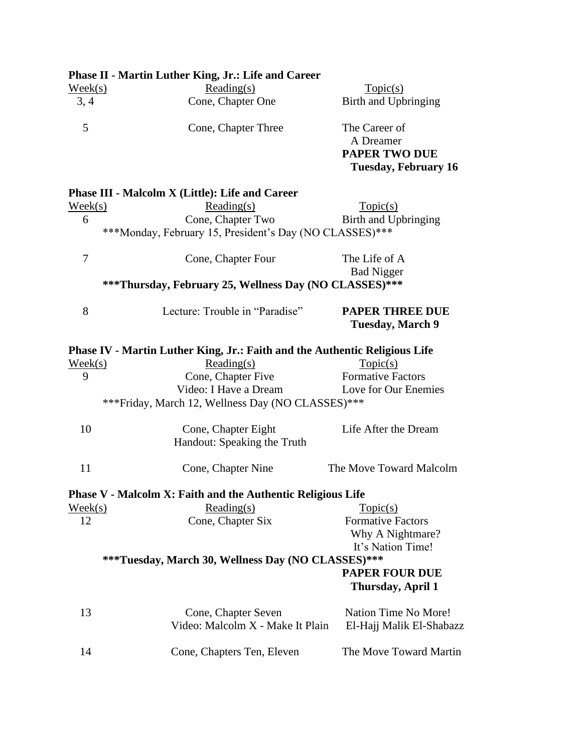**Phase II - Martin Luther King, Jr.: Life and Career**

| Week(s) | Reading(s) | Topic(s) |
|---|---|---|
| 3, 4 | Cone, Chapter One | Birth and Upbringing |
| 5 | Cone, Chapter Three | The Career of A Dreamer **PAPER TWO DUE Tuesday, February 16** |

**Phase III - Malcolm X (Little): Life and Career**

| Week(s) | Reading(s) | Topic(s) |
|---|---|---|
| 6 | Cone, Chapter Two | Birth and Upbringing |
| | ***Monday, February 15, President's Day (NO CLASSES)*** | |
| 7 | Cone, Chapter Four | The Life of A Bad Nigger |
| | **\*\*\*Thursday, February 25, Wellness Day (NO CLASSES)\*\*\*** | |
| 8 | Lecture: Trouble in "Paradise" | **PAPER THREE DUE Tuesday, March 9** |

**Phase IV - Martin Luther King, Jr.: Faith and the Authentic Religious Life**

| Week(s) | Reading(s) | Topic(s) |
|---|---|---|
| 9 | Cone, Chapter Five<br>Video: I Have a Dream | Formative Factors<br>Love for Our Enemies |
| | ***Friday, March 12, Wellness Day (NO CLASSES)*** | |
| 10 | Cone, Chapter Eight<br>Handout: Speaking the Truth | Life After the Dream |
| 11 | Cone, Chapter Nine | The Move Toward Malcolm |

**Phase V - Malcolm X: Faith and the Authentic Religious Life**

| Week(s) | Reading(s) | Topic(s) |
|---|---|---|
| 12 | Cone, Chapter Six | Formative Factors<br>Why A Nightmare?<br>It's Nation Time! |
| | **\*\*\*Tuesday, March 30, Wellness Day (NO CLASSES)\*\*\*** | **PAPER FOUR DUE Thursday, April 1** |
| 13 | Cone, Chapter Seven<br>Video: Malcolm X - Make It Plain | Nation Time No More!<br>El-Hajj Malik El-Shabazz |
| 14 | Cone, Chapters Ten, Eleven | The Move Toward Martin |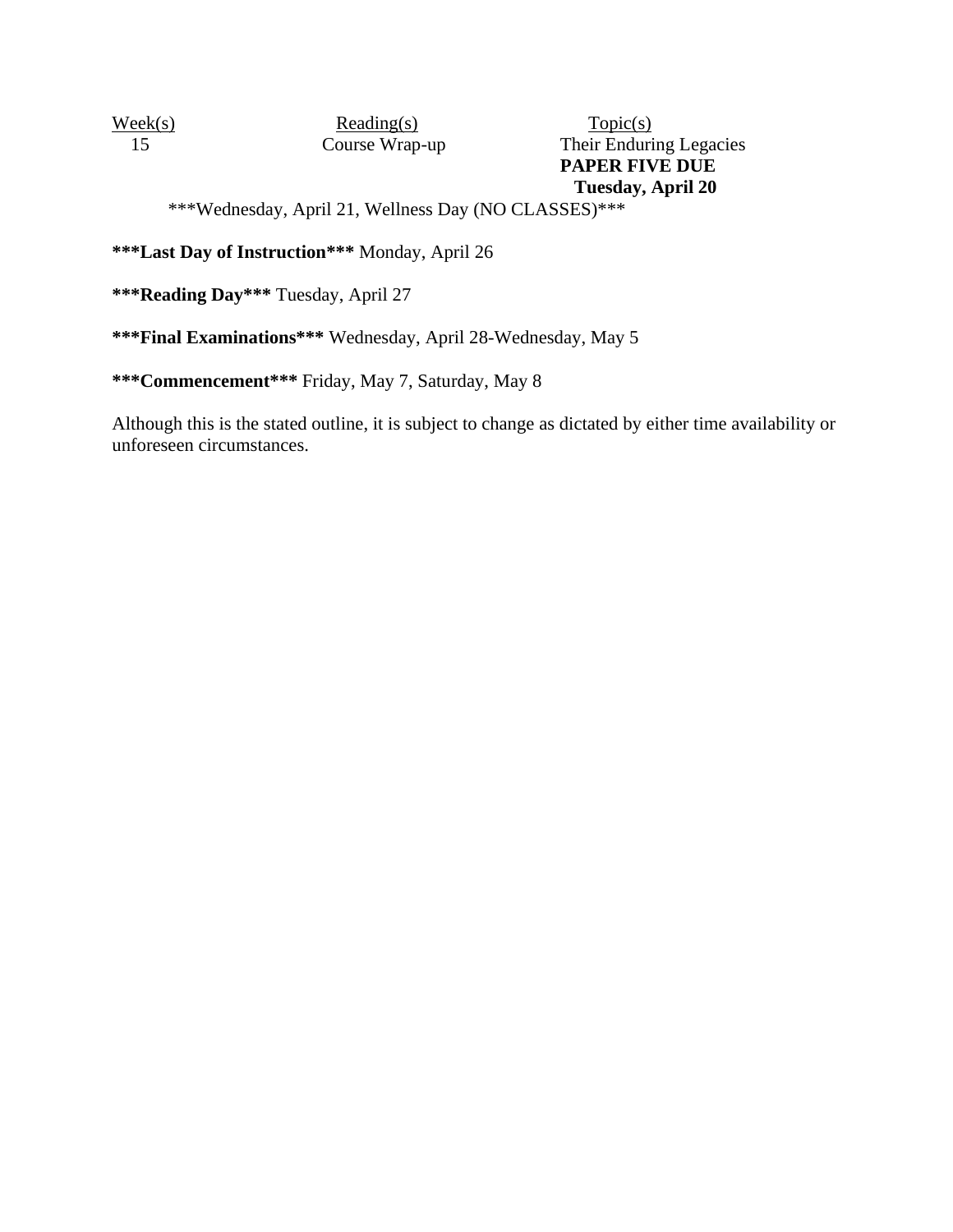| Week(s) | Reading(s) | Topic(s) |
| --- | --- | --- |
| 15 | Course Wrap-up | Their Enduring Legacies<br>**PAPER FIVE DUE**<br>**Tuesday, April 20** |

***Wednesday, April 21, Wellness Day (NO CLASSES)***

**\*\*\*Last Day of Instruction\*\*\*** Monday, April 26

**\*\*\*Reading Day\*\*\*** Tuesday, April 27

**\*\*\*Final Examinations\*\*\*** Wednesday, April 28-Wednesday, May 5

**\*\*\*Commencement\*\*\*** Friday, May 7, Saturday, May 8

Although this is the stated outline, it is subject to change as dictated by either time availability or unforeseen circumstances.